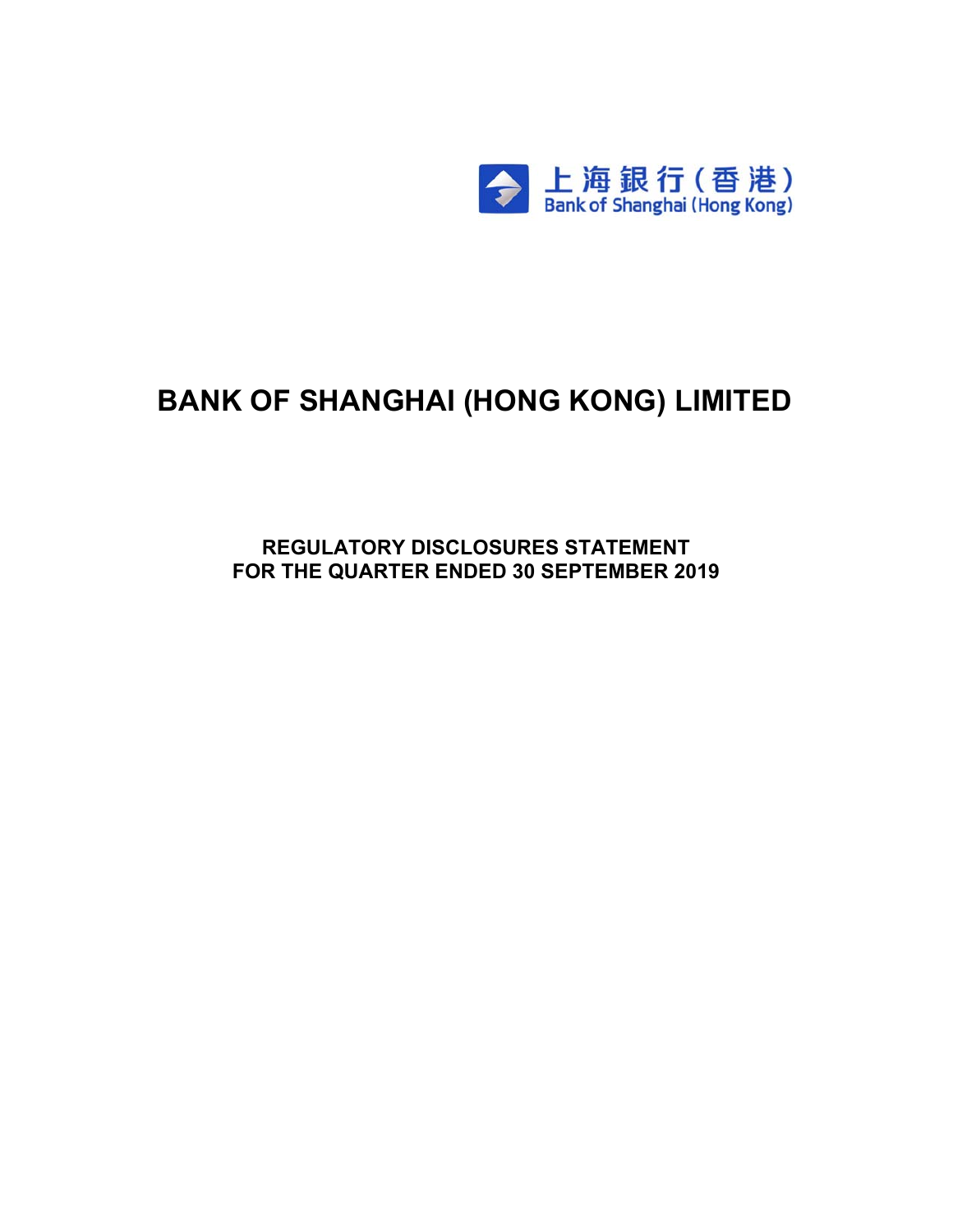上海銀行(香港)
Bank of Shanghai (Hong Kong)

# BANK OF SHANGHAI (HONG KONG) LIMITED

## REGULATORY DISCLOSURES STATEMENT
## FOR THE QUARTER ENDED 30 SEPTEMBER 2019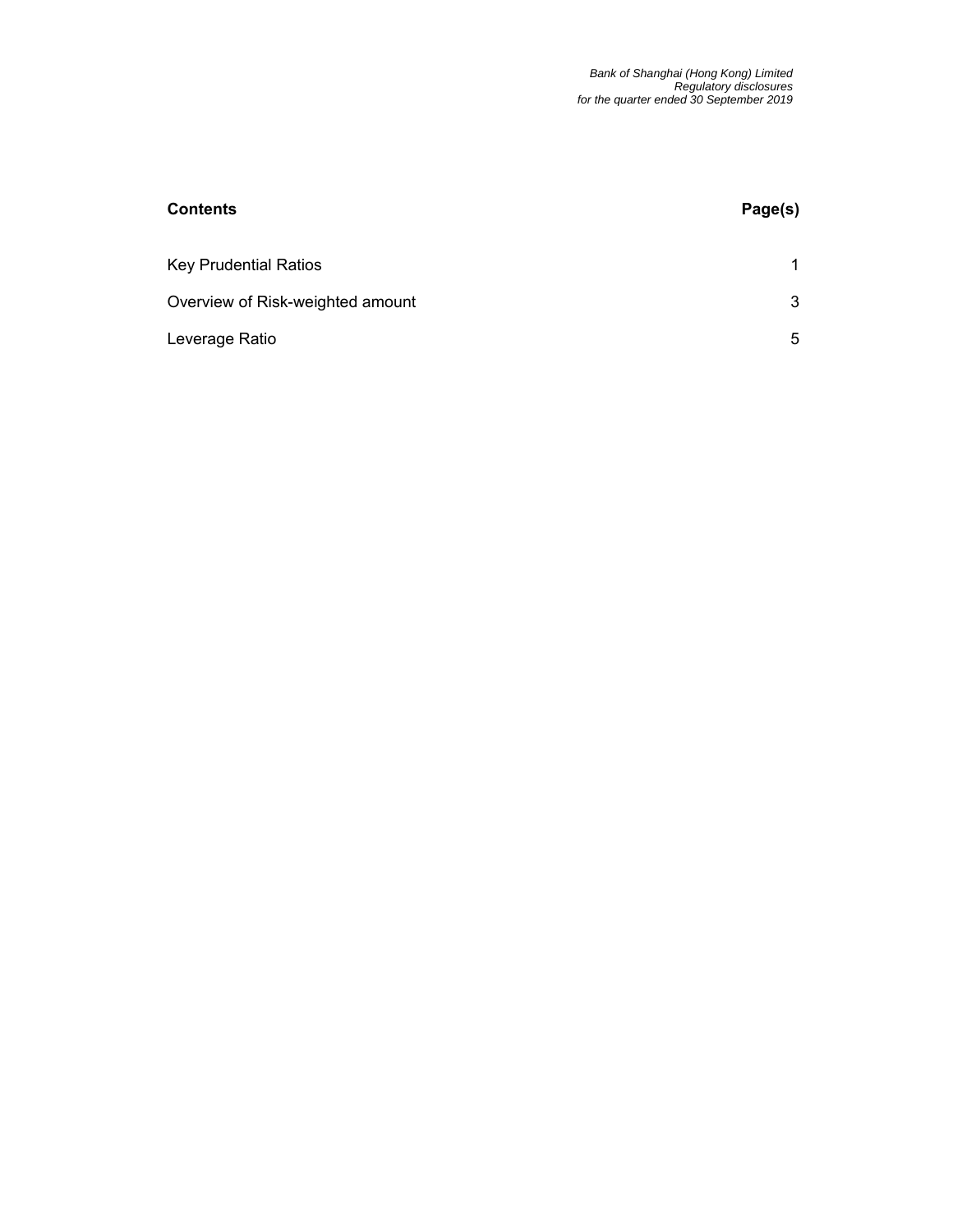| Contents | Page(s) |
| --- | --- |
| Key Prudential Ratios | 1 |
| Overview of Risk-weighted amount | 3 |
| Leverage Ratio | 5 |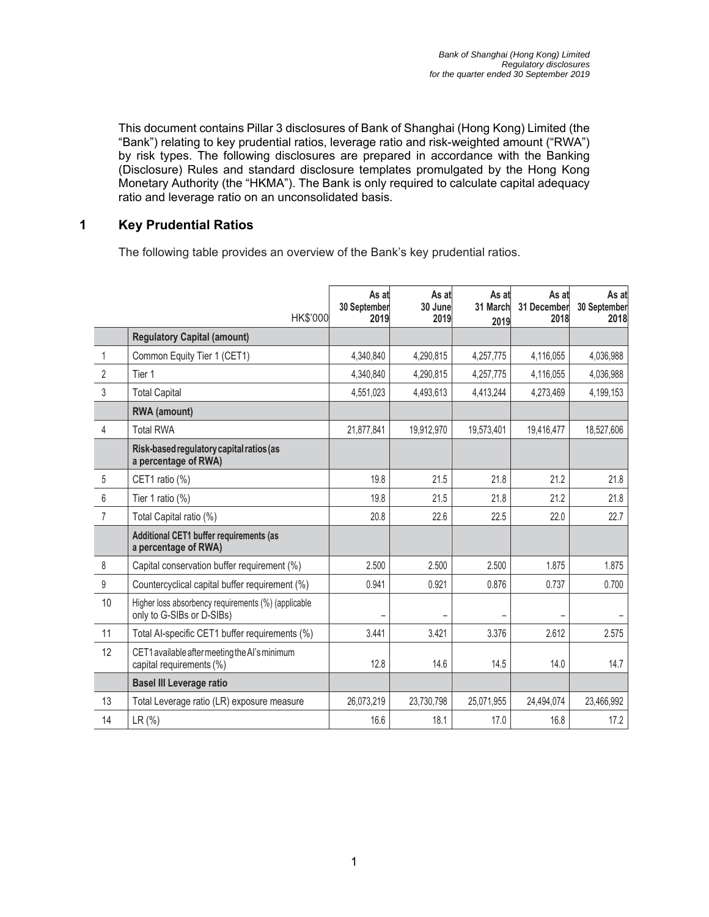This document contains Pillar 3 disclosures of Bank of Shanghai (Hong Kong) Limited (the "Bank") relating to key prudential ratios, leverage ratio and risk-weighted amount ("RWA") by risk types. The following disclosures are prepared in accordance with the Banking (Disclosure) Rules and standard disclosure templates promulgated by the Hong Kong Monetary Authority (the "HKMA"). The Bank is only required to calculate capital adequacy ratio and leverage ratio on an unconsolidated basis.

## 1 Key Prudential Ratios

The following table provides an overview of the Bank's key prudential ratios.

| | HK$'000 | As at 30 September 2019 | As at 30 June 2019 | As at 31 March 2019 | As at 31 December 2018 | As at 30 September 2018 |
|---|---|---|---|---|---|---|
| | **Regulatory Capital (amount)** | | | | | |
| 1 | Common Equity Tier 1 (CET1) | 4,340,840 | 4,290,815 | 4,257,775 | 4,116,055 | 4,036,988 |
| 2 | Tier 1 | 4,340,840 | 4,290,815 | 4,257,775 | 4,116,055 | 4,036,988 |
| 3 | Total Capital | 4,551,023 | 4,493,613 | 4,413,244 | 4,273,469 | 4,199,153 |
| | **RWA (amount)** | | | | | |
| 4 | Total RWA | 21,877,841 | 19,912,970 | 19,573,401 | 19,416,477 | 18,527,606 |
| | **Risk-based regulatory capital ratios (as a percentage of RWA)** | | | | | |
| 5 | CET1 ratio (%) | 19.8 | 21.5 | 21.8 | 21.2 | 21.8 |
| 6 | Tier 1 ratio (%) | 19.8 | 21.5 | 21.8 | 21.2 | 21.8 |
| 7 | Total Capital ratio (%) | 20.8 | 22.6 | 22.5 | 22.0 | 22.7 |
| | **Additional CET1 buffer requirements (as a percentage of RWA)** | | | | | |
| 8 | Capital conservation buffer requirement (%) | 2.500 | 2.500 | 2.500 | 1.875 | 1.875 |
| 9 | Countercyclical capital buffer requirement (%) | 0.941 | 0.921 | 0.876 | 0.737 | 0.700 |
| 10 | Higher loss absorbency requirements (%) (applicable only to G-SIBs or D-SIBs) | – | – | – | – | – |
| 11 | Total AI-specific CET1 buffer requirements (%) | 3.441 | 3.421 | 3.376 | 2.612 | 2.575 |
| 12 | CET1 available after meeting the AI's minimum capital requirements (%) | 12.8 | 14.6 | 14.5 | 14.0 | 14.7 |
| | **Basel III Leverage ratio** | | | | | |
| 13 | Total Leverage ratio (LR) exposure measure | 26,073,219 | 23,730,798 | 25,071,955 | 24,494,074 | 23,466,992 |
| 14 | LR (%) | 16.6 | 18.1 | 17.0 | 16.8 | 17.2 |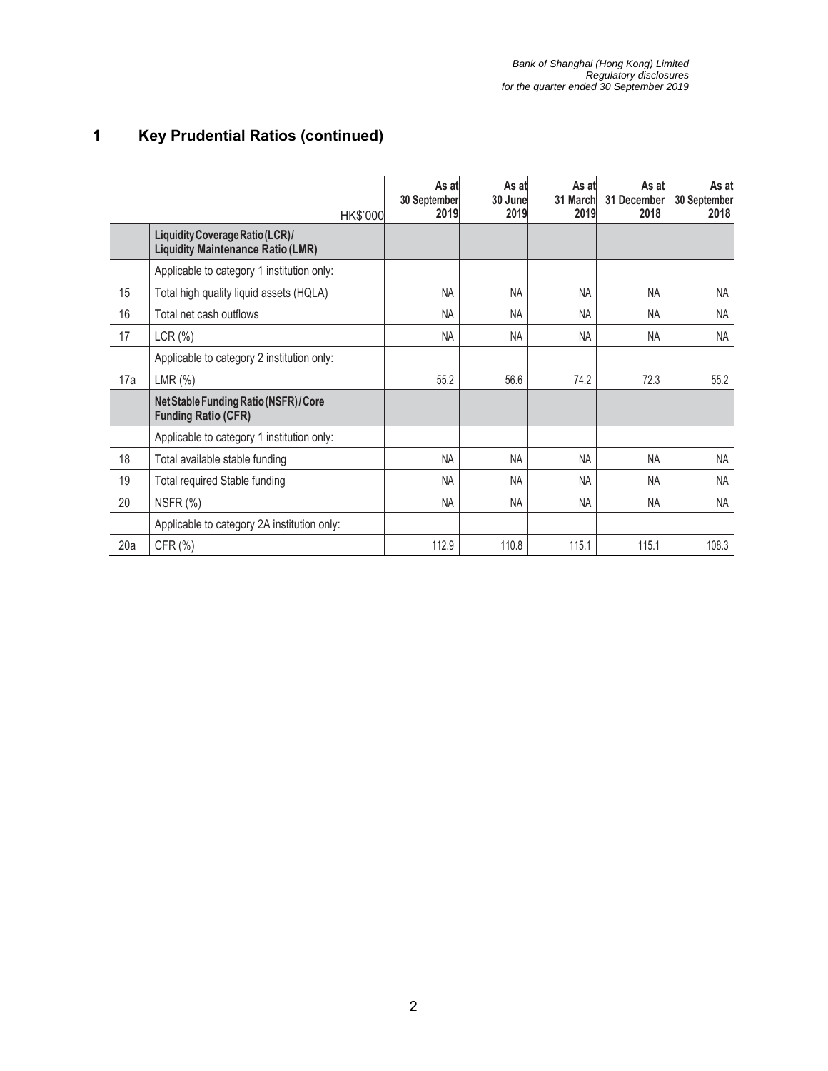## 1 Key Prudential Ratios (continued)

| | HK$'000 | As at 30 September 2019 | As at 30 June 2019 | As at 31 March 2019 | As at 31 December 2018 | As at 30 September 2018 |
|---|---|---|---|---|---|---|
| | **Liquidity Coverage Ratio (LCR) / Liquidity Maintenance Ratio (LMR)** | | | | | |
| | Applicable to category 1 institution only: | | | | | |
| 15 | Total high quality liquid assets (HQLA) | NA | NA | NA | NA | NA |
| 16 | Total net cash outflows | NA | NA | NA | NA | NA |
| 17 | LCR (%) | NA | NA | NA | NA | NA |
| | Applicable to category 2 institution only: | | | | | |
| 17a | LMR (%) | 55.2 | 56.6 | 74.2 | 72.3 | 55.2 |
| | **Net Stable Funding Ratio (NSFR) / Core Funding Ratio (CFR)** | | | | | |
| | Applicable to category 1 institution only: | | | | | |
| 18 | Total available stable funding | NA | NA | NA | NA | NA |
| 19 | Total required Stable funding | NA | NA | NA | NA | NA |
| 20 | NSFR (%) | NA | NA | NA | NA | NA |
| | Applicable to category 2A institution only: | | | | | |
| 20a | CFR (%) | 112.9 | 110.8 | 115.1 | 115.1 | 108.3 |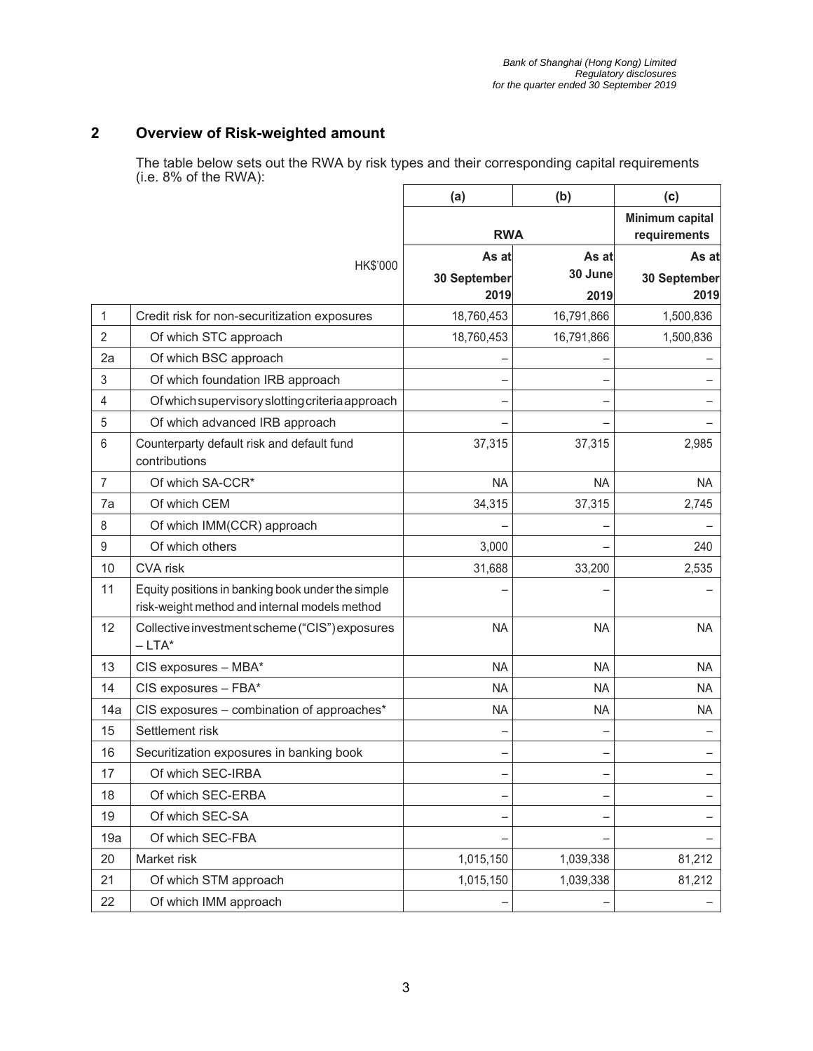## 2 Overview of Risk-weighted amount

The table below sets out the RWA by risk types and their corresponding capital requirements (i.e. 8% of the RWA):

| | HK$'000 | (a) | (b) | (c) |
|---|---|---|---|---|
| | | RWA | | Minimum capital requirements |
| | | As at 30 September 2019 | As at 30 June 2019 | As at 30 September 2019 |
| 1 | Credit risk for non-securitization exposures | 18,760,453 | 16,791,866 | 1,500,836 |
| 2 | Of which STC approach | 18,760,453 | 16,791,866 | 1,500,836 |
| 2a | Of which BSC approach | – | – | – |
| 3 | Of which foundation IRB approach | – | – | – |
| 4 | Of which supervisory slotting criteria approach | – | – | – |
| 5 | Of which advanced IRB approach | – | – | – |
| 6 | Counterparty default risk and default fund contributions | 37,315 | 37,315 | 2,985 |
| 7 | Of which SA-CCR* | NA | NA | NA |
| 7a | Of which CEM | 34,315 | 37,315 | 2,745 |
| 8 | Of which IMM(CCR) approach | – | – | – |
| 9 | Of which others | 3,000 | – | 240 |
| 10 | CVA risk | 31,688 | 33,200 | 2,535 |
| 11 | Equity positions in banking book under the simple risk-weight method and internal models method | – | – | – |
| 12 | Collective investment scheme ("CIS") exposures – LTA* | NA | NA | NA |
| 13 | CIS exposures – MBA* | NA | NA | NA |
| 14 | CIS exposures – FBA* | NA | NA | NA |
| 14a | CIS exposures – combination of approaches* | NA | NA | NA |
| 15 | Settlement risk | – | – | – |
| 16 | Securitization exposures in banking book | – | – | – |
| 17 | Of which SEC-IRBA | – | – | – |
| 18 | Of which SEC-ERBA | – | – | – |
| 19 | Of which SEC-SA | – | – | – |
| 19a | Of which SEC-FBA | – | – | – |
| 20 | Market risk | 1,015,150 | 1,039,338 | 81,212 |
| 21 | Of which STM approach | 1,015,150 | 1,039,338 | 81,212 |
| 22 | Of which IMM approach | – | – | – |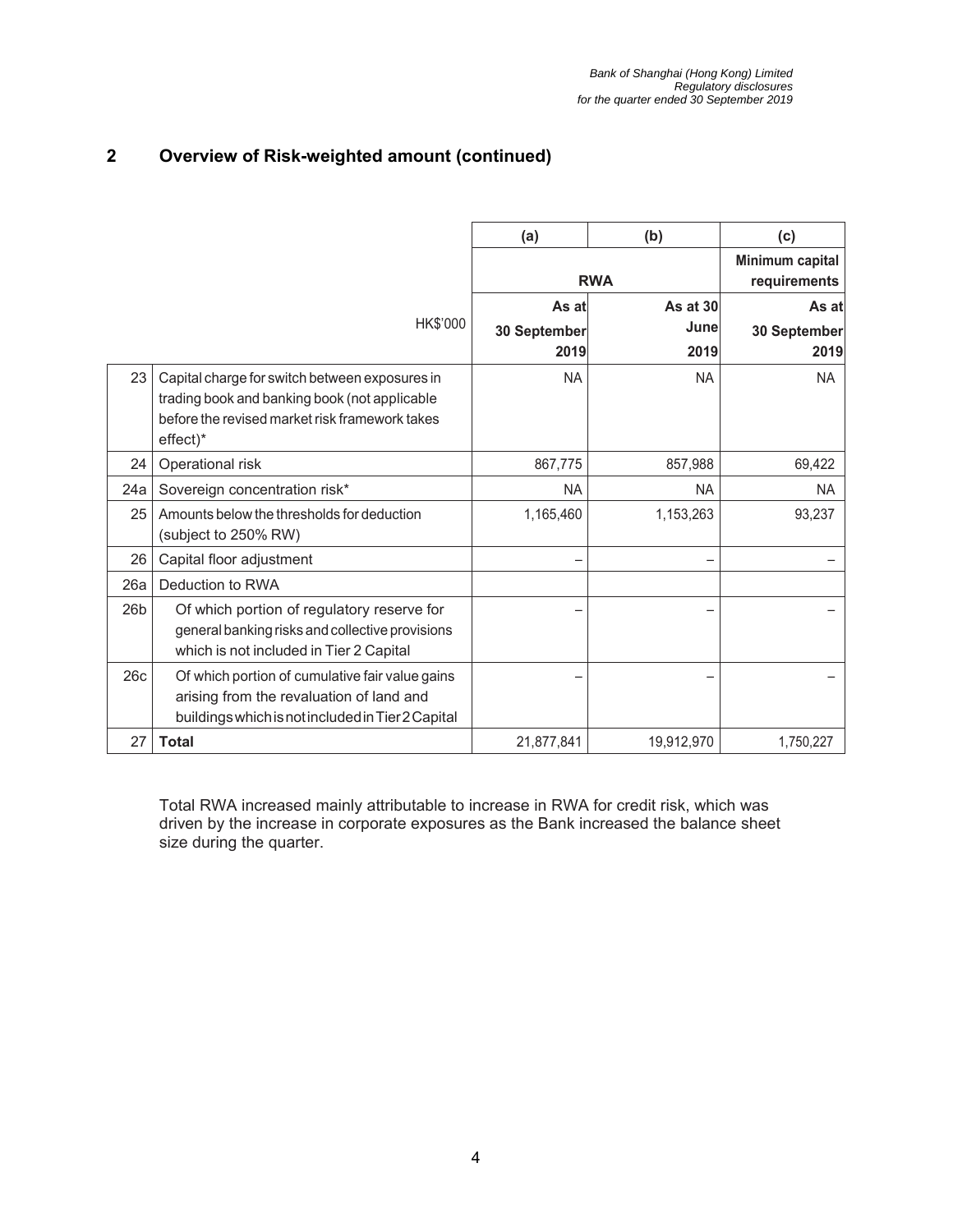## 2 Overview of Risk-weighted amount (continued)

| | | (a) | (b) | (c) |
|---|---|---|---|---|
| | | RWA | | Minimum capital requirements |
| | HK$'000 | As at 30 September 2019 | As at 30 June 2019 | As at 30 September 2019 |
| 23 | Capital charge for switch between exposures in trading book and banking book (not applicable before the revised market risk framework takes effect)* | NA | NA | NA |
| 24 | Operational risk | 867,775 | 857,988 | 69,422 |
| 24a | Sovereign concentration risk* | NA | NA | NA |
| 25 | Amounts below the thresholds for deduction (subject to 250% RW) | 1,165,460 | 1,153,263 | 93,237 |
| 26 | Capital floor adjustment | – | – | – |
| 26a | Deduction to RWA | | | |
| 26b | Of which portion of regulatory reserve for general banking risks and collective provisions which is not included in Tier 2 Capital | – | – | – |
| 26c | Of which portion of cumulative fair value gains arising from the revaluation of land and buildings which is not included in Tier 2 Capital | – | – | – |
| 27 | **Total** | 21,877,841 | 19,912,970 | 1,750,227 |

Total RWA increased mainly attributable to increase in RWA for credit risk, which was driven by the increase in corporate exposures as the Bank increased the balance sheet size during the quarter.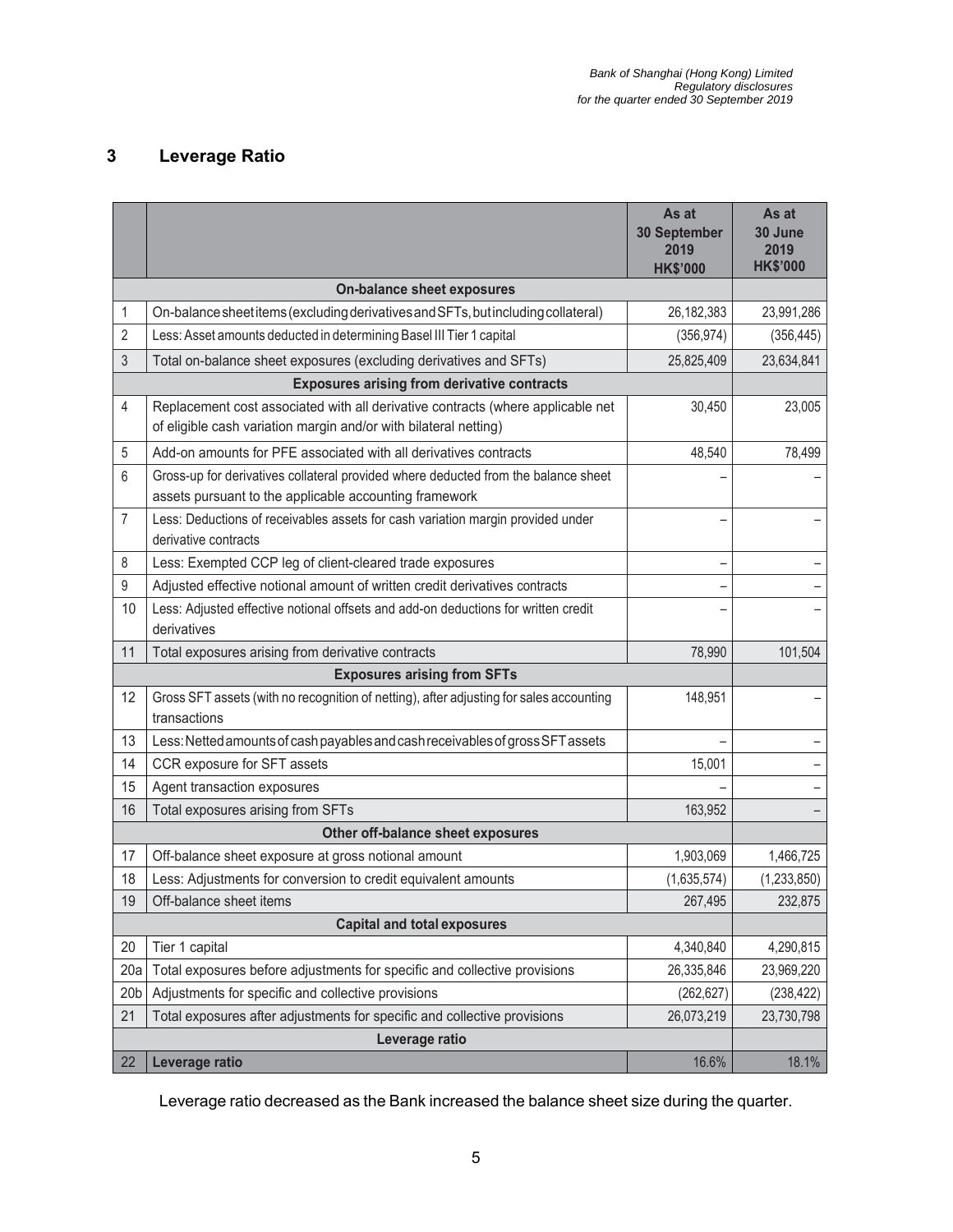## 3 Leverage Ratio

| | | As at 30 September 2019 HK$'000 | As at 30 June 2019 HK$'000 |
|---|---|---|---|
| | **On-balance sheet exposures** | | |
| 1 | On-balance sheet items (excluding derivatives and SFTs, but including collateral) | 26,182,383 | 23,991,286 |
| 2 | Less: Asset amounts deducted in determining Basel III Tier 1 capital | (356,974) | (356,445) |
| 3 | Total on-balance sheet exposures (excluding derivatives and SFTs) | 25,825,409 | 23,634,841 |
| | **Exposures arising from derivative contracts** | | |
| 4 | Replacement cost associated with all derivative contracts (where applicable net of eligible cash variation margin and/or with bilateral netting) | 30,450 | 23,005 |
| 5 | Add-on amounts for PFE associated with all derivatives contracts | 48,540 | 78,499 |
| 6 | Gross-up for derivatives collateral provided where deducted from the balance sheet assets pursuant to the applicable accounting framework | – | – |
| 7 | Less: Deductions of receivables assets for cash variation margin provided under derivative contracts | – | – |
| 8 | Less: Exempted CCP leg of client-cleared trade exposures | – | – |
| 9 | Adjusted effective notional amount of written credit derivatives contracts | – | – |
| 10 | Less: Adjusted effective notional offsets and add-on deductions for written credit derivatives | – | – |
| 11 | Total exposures arising from derivative contracts | 78,990 | 101,504 |
| | **Exposures arising from SFTs** | | |
| 12 | Gross SFT assets (with no recognition of netting), after adjusting for sales accounting transactions | 148,951 | – |
| 13 | Less: Netted amounts of cash payables and cash receivables of gross SFT assets | – | – |
| 14 | CCR exposure for SFT assets | 15,001 | – |
| 15 | Agent transaction exposures | – | – |
| 16 | Total exposures arising from SFTs | 163,952 | – |
| | **Other off-balance sheet exposures** | | |
| 17 | Off-balance sheet exposure at gross notional amount | 1,903,069 | 1,466,725 |
| 18 | Less: Adjustments for conversion to credit equivalent amounts | (1,635,574) | (1,233,850) |
| 19 | Off-balance sheet items | 267,495 | 232,875 |
| | **Capital and total exposures** | | |
| 20 | Tier 1 capital | 4,340,840 | 4,290,815 |
| 20a | Total exposures before adjustments for specific and collective provisions | 26,335,846 | 23,969,220 |
| 20b | Adjustments for specific and collective provisions | (262,627) | (238,422) |
| 21 | Total exposures after adjustments for specific and collective provisions | 26,073,219 | 23,730,798 |
| | **Leverage ratio** | | |
| 22 | **Leverage ratio** | 16.6% | 18.1% |

Leverage ratio decreased as the Bank increased the balance sheet size during the quarter.